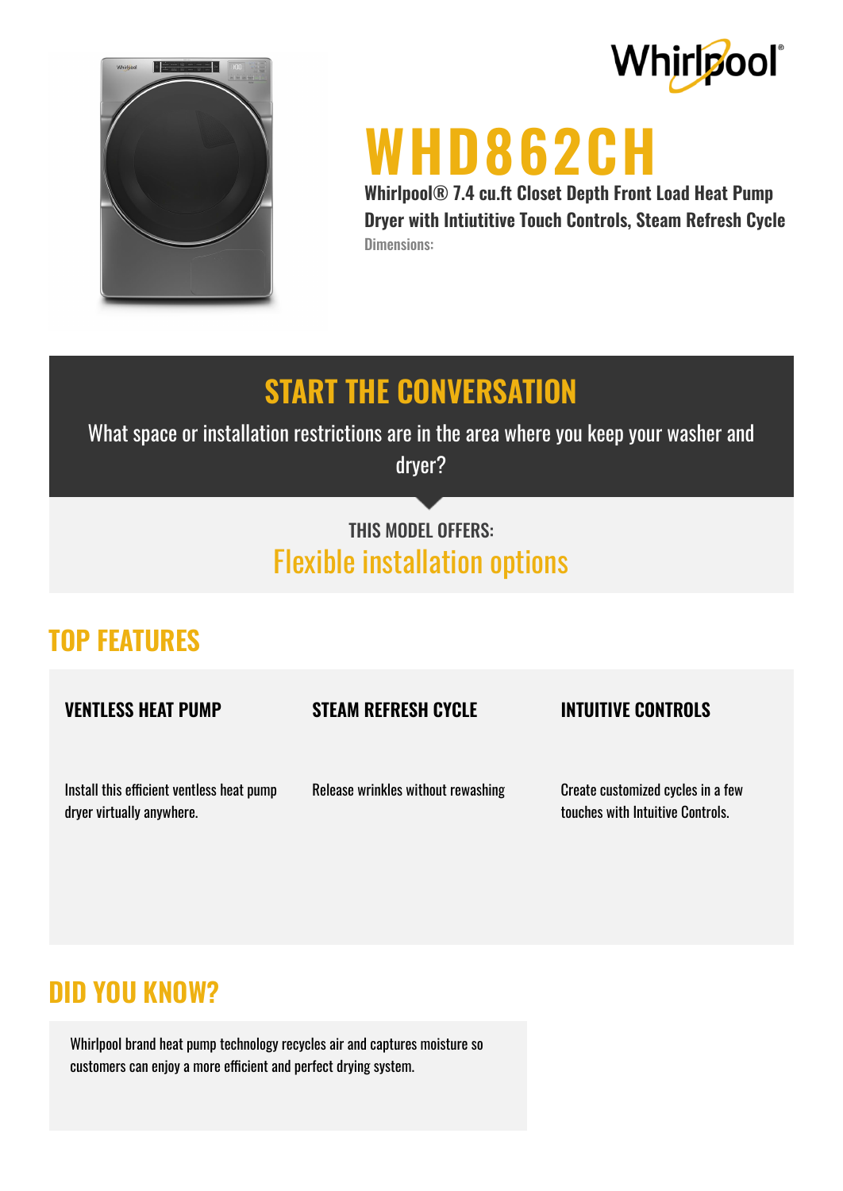# WHD862CH

**Whirlpool® 7.4 cu.ft Closet Depth Front Load Heat Pump Dryer with Intiutitive Touch Controls, Steam Refresh Cycle**

Dimensions:

## START THE CONVERSATION

What space or installation restrictions are in the area where you keep your washer and dryer?

THIS MODEL OFFERS:

Flexible installation options

## TOP FEATURES

### VENTLESS HEAT PUMP

Install this efficient ventless heat pump dryer virtually anywhere.

### STEAM REFRESH CYCLE

Release wrinkles without rewashing

### INTUITIVE CONTROLS

Create customized cycles in a few touches with Intuitive Controls.

## DID YOU KNOW?

Whirlpool brand heat pump technology recycles air and captures moisture so customers can enjoy a more efficient and perfect drying system.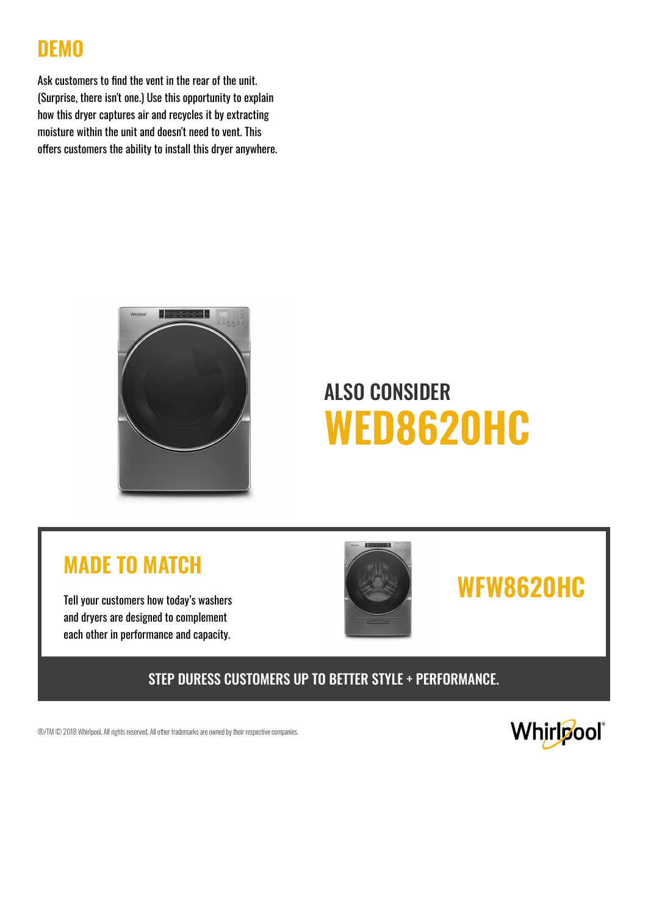## DEMO

Ask customers to find the vent in the rear of the unit. (Surprise, there isn't one.) Use this opportunity to explain how this dryer captures air and recycles it by extracting moisture within the unit and doesn't need to vent. This offers customers the ability to install this dryer anywhere.

ALSO CONSIDER

# WED8620HC

## MADE TO MATCH

Tell your customers how today's washers and dryers are designed to complement each other in performance and capacity.

## WFW8620HC

STEP DURESS CUSTOMERS UP TO BETTER STYLE + PERFORMANCE.

®/TM © 2018 Whirlpool. All rights reserved. All other trademarks are owned by their respective companies.

Whirlpool®